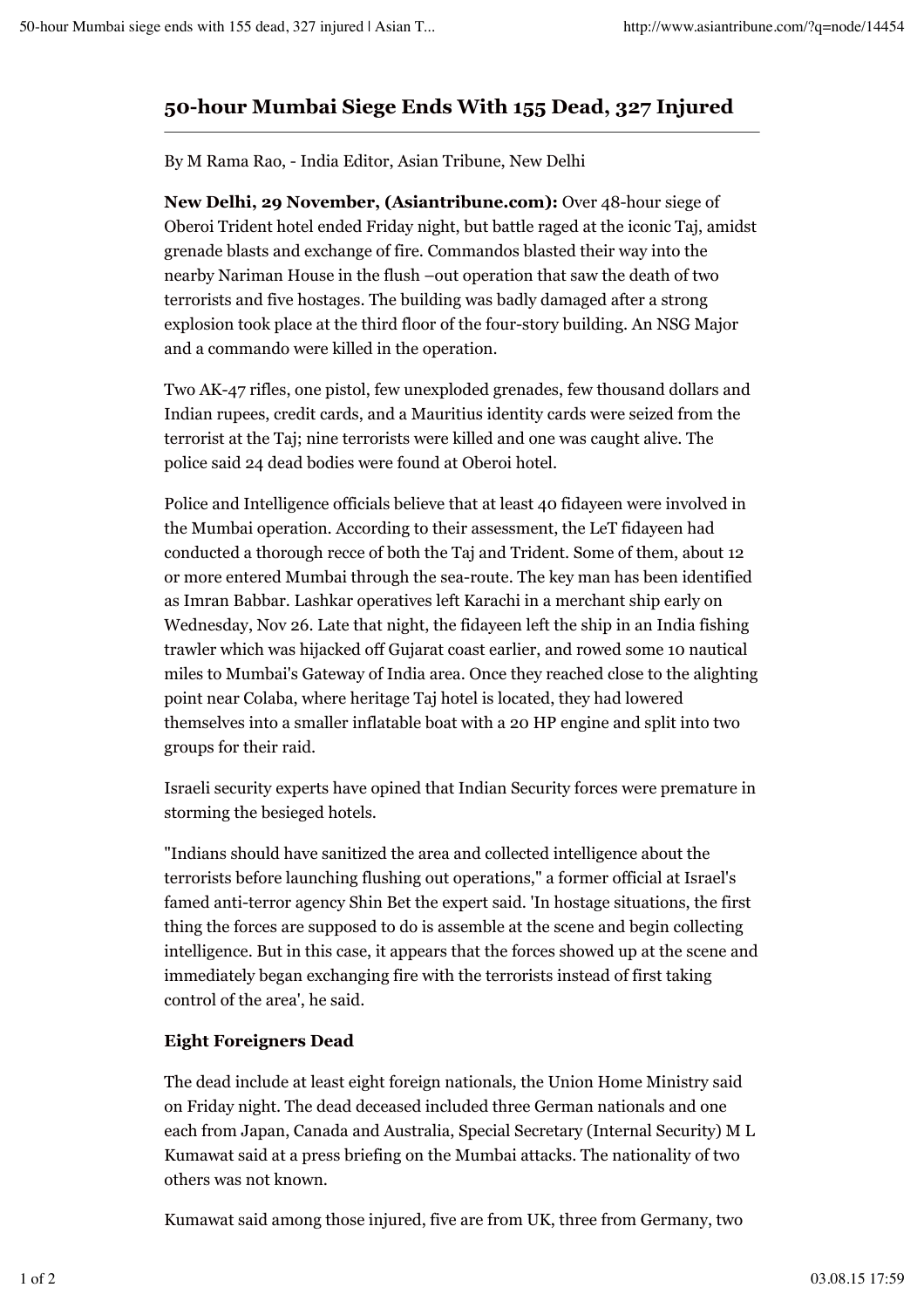# 50-hour Mumbai Siege Ends With 155 Dead, 327 Injured

By M Rama Rao, - India Editor, Asian Tribune, New Delhi

**New Delhi, 29 November, (Asiantribune.com):** Over 48-hour siege of Oberoi Trident hotel ended Friday night, but battle raged at the iconic Taj, amidst grenade blasts and exchange of fire. Commandos blasted their way into the nearby Nariman House in the flush –out operation that saw the death of two terrorists and five hostages. The building was badly damaged after a strong explosion took place at the third floor of the four-story building. An NSG Major and a commando were killed in the operation.

Two AK-47 rifles, one pistol, few unexploded grenades, few thousand dollars and Indian rupees, credit cards, and a Mauritius identity cards were seized from the terrorist at the Taj; nine terrorists were killed and one was caught alive. The police said 24 dead bodies were found at Oberoi hotel.

Police and Intelligence officials believe that at least 40 fidayeen were involved in the Mumbai operation. According to their assessment, the LeT fidayeen had conducted a thorough recce of both the Taj and Trident. Some of them, about 12 or more entered Mumbai through the sea-route. The key man has been identified as Imran Babbar. Lashkar operatives left Karachi in a merchant ship early on Wednesday, Nov 26. Late that night, the fidayeen left the ship in an India fishing trawler which was hijacked off Gujarat coast earlier, and rowed some 10 nautical miles to Mumbai's Gateway of India area. Once they reached close to the alighting point near Colaba, where heritage Taj hotel is located, they had lowered themselves into a smaller inflatable boat with a 20 HP engine and split into two groups for their raid.

Israeli security experts have opined that Indian Security forces were premature in storming the besieged hotels.

"Indians should have sanitized the area and collected intelligence about the terrorists before launching flushing out operations," a former official at Israel's famed anti-terror agency Shin Bet the expert said. 'In hostage situations, the first thing the forces are supposed to do is assemble at the scene and begin collecting intelligence. But in this case, it appears that the forces showed up at the scene and immediately began exchanging fire with the terrorists instead of first taking control of the area', he said.

**Eight Foreigners Dead**

The dead include at least eight foreign nationals, the Union Home Ministry said on Friday night. The dead deceased included three German nationals and one each from Japan, Canada and Australia, Special Secretary (Internal Security) M L Kumawat said at a press briefing on the Mumbai attacks. The nationality of two others was not known.

Kumawat said among those injured, five are from UK, three from Germany, two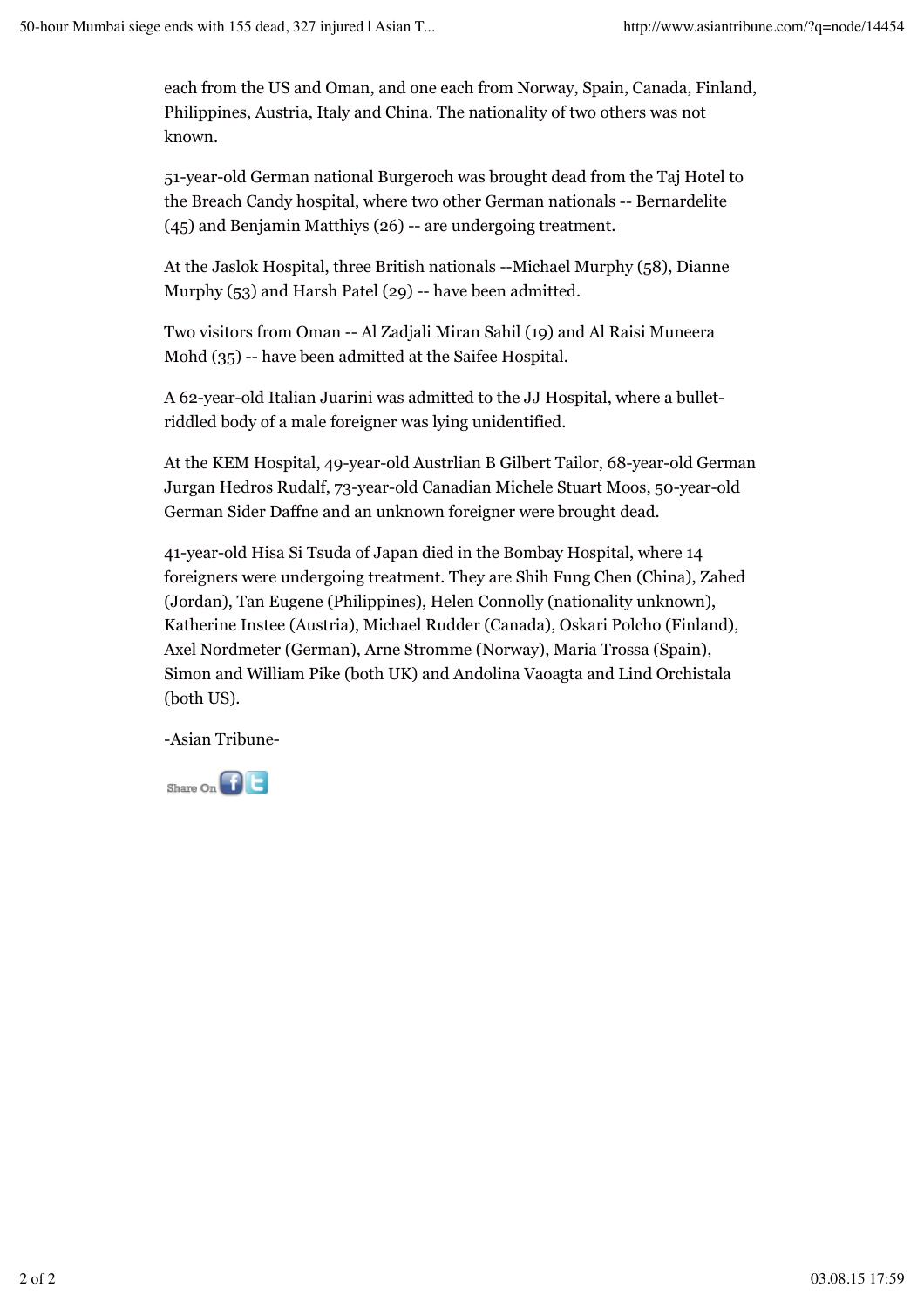each from the US and Oman, and one each from Norway, Spain, Canada, Finland, Philippines, Austria, Italy and China. The nationality of two others was not known.

51-year-old German national Burgeroch was brought dead from the Taj Hotel to the Breach Candy hospital, where two other German nationals -- Bernardelite (45) and Benjamin Matthiys (26) -- are undergoing treatment.

At the Jaslok Hospital, three British nationals --Michael Murphy (58), Dianne Murphy (53) and Harsh Patel (29) -- have been admitted.

Two visitors from Oman -- Al Zadjali Miran Sahil (19) and Al Raisi Muneera Mohd (35) -- have been admitted at the Saifee Hospital.

A 62-year-old Italian Juarini was admitted to the JJ Hospital, where a bullet-riddled body of a male foreigner was lying unidentified.

At the KEM Hospital, 49-year-old Austrlian B Gilbert Tailor, 68-year-old German Jurgan Hedros Rudalf, 73-year-old Canadian Michele Stuart Moos, 50-year-old German Sider Daffne and an unknown foreigner were brought dead.

41-year-old Hisa Si Tsuda of Japan died in the Bombay Hospital, where 14 foreigners were undergoing treatment. They are Shih Fung Chen (China), Zahed (Jordan), Tan Eugene (Philippines), Helen Connolly (nationality unknown), Katherine Instee (Austria), Michael Rudder (Canada), Oskari Polcho (Finland), Axel Nordmeter (German), Arne Stromme (Norway), Maria Trossa (Spain), Simon and William Pike (both UK) and Andolina Vaoagta and Lind Orchistala (both US).

-Asian Tribune-

Share On